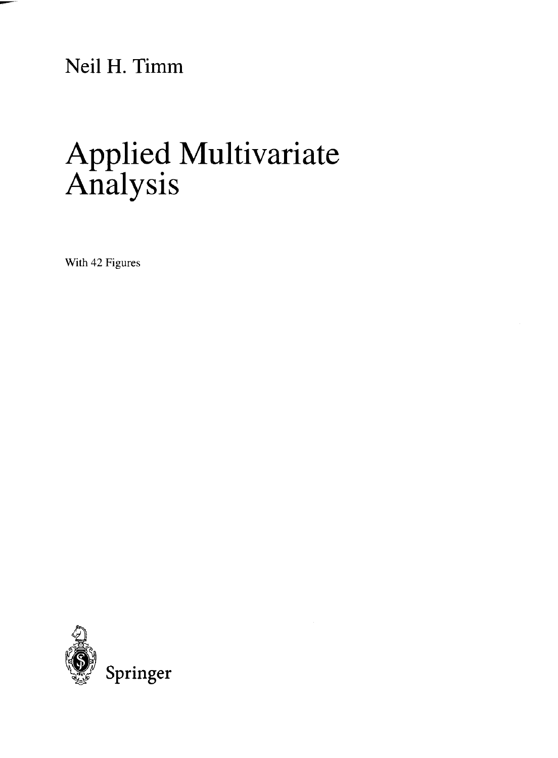Neil H. Timm

# Applied Multivariate Analysis

With 42 Figures

Springer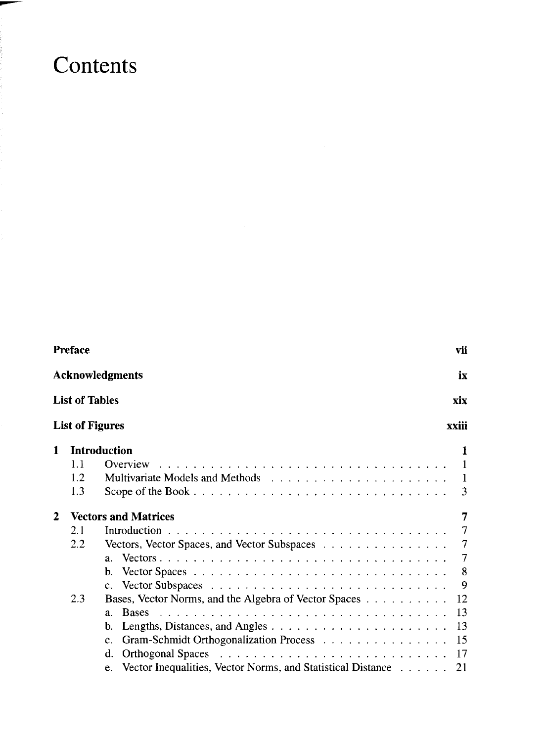# Contents

**Preface** vii

**Acknowledgments** ix

**List of Tables** xix

**List of Figures** xxiii

**1 Introduction** 1

- 1.1 Overview 1
- 1.2 Multivariate Models and Methods 1
- 1.3 Scope of the Book 3

**2 Vectors and Matrices** 7

- 2.1 Introduction 7
- 2.2 Vectors, Vector Spaces, and Vector Subspaces 7
  - a. Vectors 7
  - b. Vector Spaces 8
  - c. Vector Subspaces 9
- 2.3 Bases, Vector Norms, and the Algebra of Vector Spaces 12
  - a. Bases 13
  - b. Lengths, Distances, and Angles 13
  - c. Gram-Schmidt Orthogonalization Process 15
  - d. Orthogonal Spaces 17
  - e. Vector Inequalities, Vector Norms, and Statistical Distance 21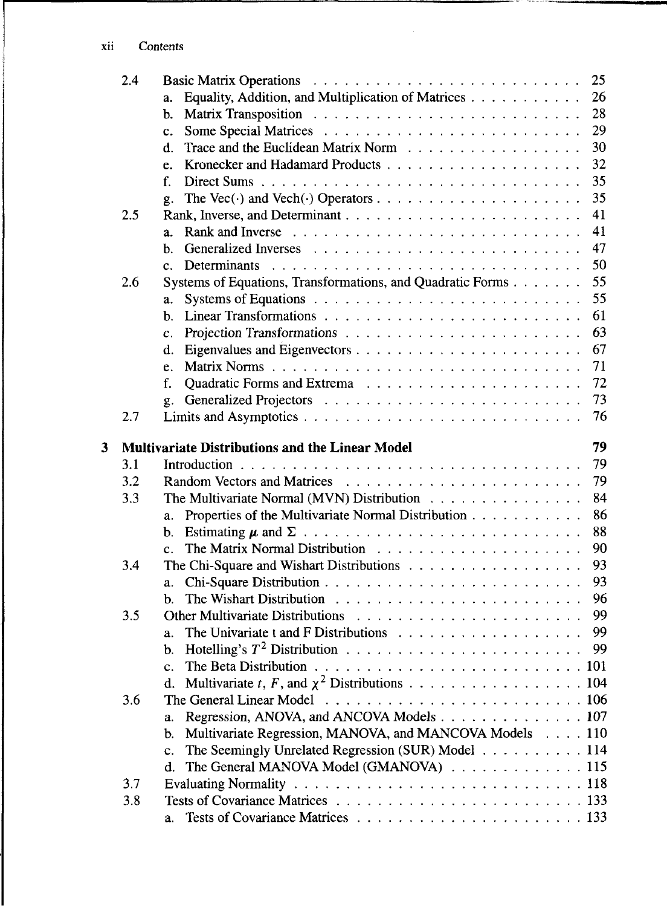| | | |
|---|---|---|
| 2.4 | Basic Matrix Operations | 25 |
| | a. Equality, Addition, and Multiplication of Matrices | 26 |
| | b. Matrix Transposition | 28 |
| | c. Some Special Matrices | 29 |
| | d. Trace and the Euclidean Matrix Norm | 30 |
| | e. Kronecker and Hadamard Products | 32 |
| | f. Direct Sums | 35 |
| | g. The Vec($\cdot$) and Vech($\cdot$) Operators | 35 |
| 2.5 | Rank, Inverse, and Determinant | 41 |
| | a. Rank and Inverse | 41 |
| | b. Generalized Inverses | 47 |
| | c. Determinants | 50 |
| 2.6 | Systems of Equations, Transformations, and Quadratic Forms | 55 |
| | a. Systems of Equations | 55 |
| | b. Linear Transformations | 61 |
| | c. Projection Transformations | 63 |
| | d. Eigenvalues and Eigenvectors | 67 |
| | e. Matrix Norms | 71 |
| | f. Quadratic Forms and Extrema | 72 |
| | g. Generalized Projectors | 73 |
| 2.7 | Limits and Asymptotics | 76 |

**3 Multivariate Distributions and the Linear Model** **79**

| | | |
|---|---|---|
| 3.1 | Introduction | 79 |
| 3.2 | Random Vectors and Matrices | 79 |
| 3.3 | The Multivariate Normal (MVN) Distribution | 84 |
| | a. Properties of the Multivariate Normal Distribution | 86 |
| | b. Estimating $\boldsymbol{\mu}$ and $\Sigma$ | 88 |
| | c. The Matrix Normal Distribution | 90 |
| 3.4 | The Chi-Square and Wishart Distributions | 93 |
| | a. Chi-Square Distribution | 93 |
| | b. The Wishart Distribution | 96 |
| 3.5 | Other Multivariate Distributions | 99 |
| | a. The Univariate t and F Distributions | 99 |
| | b. Hotelling's $T^2$ Distribution | 99 |
| | c. The Beta Distribution | 101 |
| | d. Multivariate $t$, $F$, and $\chi^2$ Distributions | 104 |
| 3.6 | The General Linear Model | 106 |
| | a. Regression, ANOVA, and ANCOVA Models | 107 |
| | b. Multivariate Regression, MANOVA, and MANCOVA Models | 110 |
| | c. The Seemingly Unrelated Regression (SUR) Model | 114 |
| | d. The General MANOVA Model (GMANOVA) | 115 |
| 3.7 | Evaluating Normality | 118 |
| 3.8 | Tests of Covariance Matrices | 133 |
| | a. Tests of Covariance Matrices | 133 |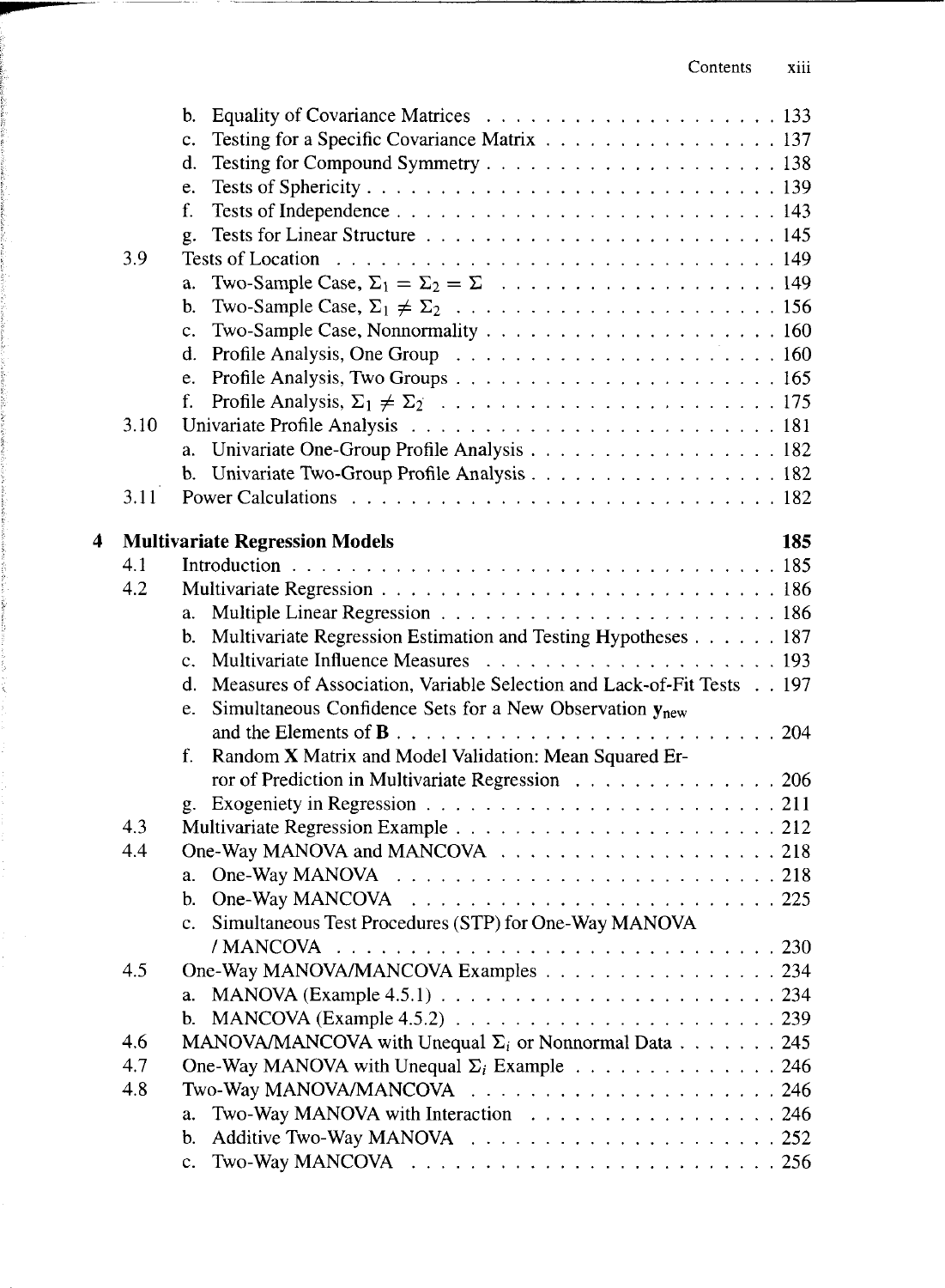- b. Equality of Covariance Matrices . . . . . . . . . . . . . . . . . . . . 133
- c. Testing for a Specific Covariance Matrix . . . . . . . . . . . . . . . . . 137
- d. Testing for Compound Symmetry . . . . . . . . . . . . . . . . . . . . . 138
- e. Tests of Sphericity . . . . . . . . . . . . . . . . . . . . . . . . . . . 139
- f. Tests of Independence . . . . . . . . . . . . . . . . . . . . . . . . . . 143
- g. Tests for Linear Structure . . . . . . . . . . . . . . . . . . . . . . . . 145

3.9 Tests of Location . . . . . . . . . . . . . . . . . . . . . . . . . . . . 149
- a. Two-Sample Case, $\Sigma_1 = \Sigma_2 = \Sigma$ . . . . . . . . . . . . . . . . . . . 149
- b. Two-Sample Case, $\Sigma_1 \neq \Sigma_2$ . . . . . . . . . . . . . . . . . . . . . 156
- c. Two-Sample Case, Nonnormality . . . . . . . . . . . . . . . . . . . . . 160
- d. Profile Analysis, One Group . . . . . . . . . . . . . . . . . . . . . . 160
- e. Profile Analysis, Two Groups . . . . . . . . . . . . . . . . . . . . . . 165
- f. Profile Analysis, $\Sigma_1 \neq \Sigma_2$ . . . . . . . . . . . . . . . . . . . . . . 175

3.10 Univariate Profile Analysis . . . . . . . . . . . . . . . . . . . . . . . . 181
- a. Univariate One-Group Profile Analysis . . . . . . . . . . . . . . . . . . 182
- b. Univariate Two-Group Profile Analysis . . . . . . . . . . . . . . . . . . 182

3.11 Power Calculations . . . . . . . . . . . . . . . . . . . . . . . . . . . 182

**4 Multivariate Regression Models** **185**

4.1 Introduction . . . . . . . . . . . . . . . . . . . . . . . . . . . . . . . 185

4.2 Multivariate Regression . . . . . . . . . . . . . . . . . . . . . . . . . . 186
- a. Multiple Linear Regression . . . . . . . . . . . . . . . . . . . . . . . 186
- b. Multivariate Regression Estimation and Testing Hypotheses . . . . . . 187
- c. Multivariate Influence Measures . . . . . . . . . . . . . . . . . . . . 193
- d. Measures of Association, Variable Selection and Lack-of-Fit Tests . . 197
- e. Simultaneous Confidence Sets for a New Observation $\mathbf{y}_{\text{new}}$ and the Elements of $\mathbf{B}$ . . . . . . . . . . . . . . . . . . . . . . . . . 204
- f. Random **X** Matrix and Model Validation: Mean Squared Error of Prediction in Multivariate Regression . . . . . . . . . . . . . . 206
- g. Exogeniety in Regression . . . . . . . . . . . . . . . . . . . . . . . . 211

4.3 Multivariate Regression Example . . . . . . . . . . . . . . . . . . . . . 212

4.4 One-Way MANOVA and MANCOVA . . . . . . . . . . . . . . . . . . . . 218
- a. One-Way MANOVA . . . . . . . . . . . . . . . . . . . . . . . . . . 218
- b. One-Way MANCOVA . . . . . . . . . . . . . . . . . . . . . . . . . . 225
- c. Simultaneous Test Procedures (STP) for One-Way MANOVA / MANCOVA . . . . . . . . . . . . . . . . . . . . . . . . . . . . . 230

4.5 One-Way MANOVA/MANCOVA Examples . . . . . . . . . . . . . . . . . 234
- a. MANOVA (Example 4.5.1) . . . . . . . . . . . . . . . . . . . . . . . 234
- b. MANCOVA (Example 4.5.2) . . . . . . . . . . . . . . . . . . . . . . 239

4.6 MANOVA/MANCOVA with Unequal $\Sigma_i$ or Nonnormal Data . . . . . . . 245

4.7 One-Way MANOVA with Unequal $\Sigma_i$ Example . . . . . . . . . . . . . . 246

4.8 Two-Way MANOVA/MANCOVA . . . . . . . . . . . . . . . . . . . . . . 246
- a. Two-Way MANOVA with Interaction . . . . . . . . . . . . . . . . . . 246
- b. Additive Two-Way MANOVA . . . . . . . . . . . . . . . . . . . . . . 252
- c. Two-Way MANCOVA . . . . . . . . . . . . . . . . . . . . . . . . . . 256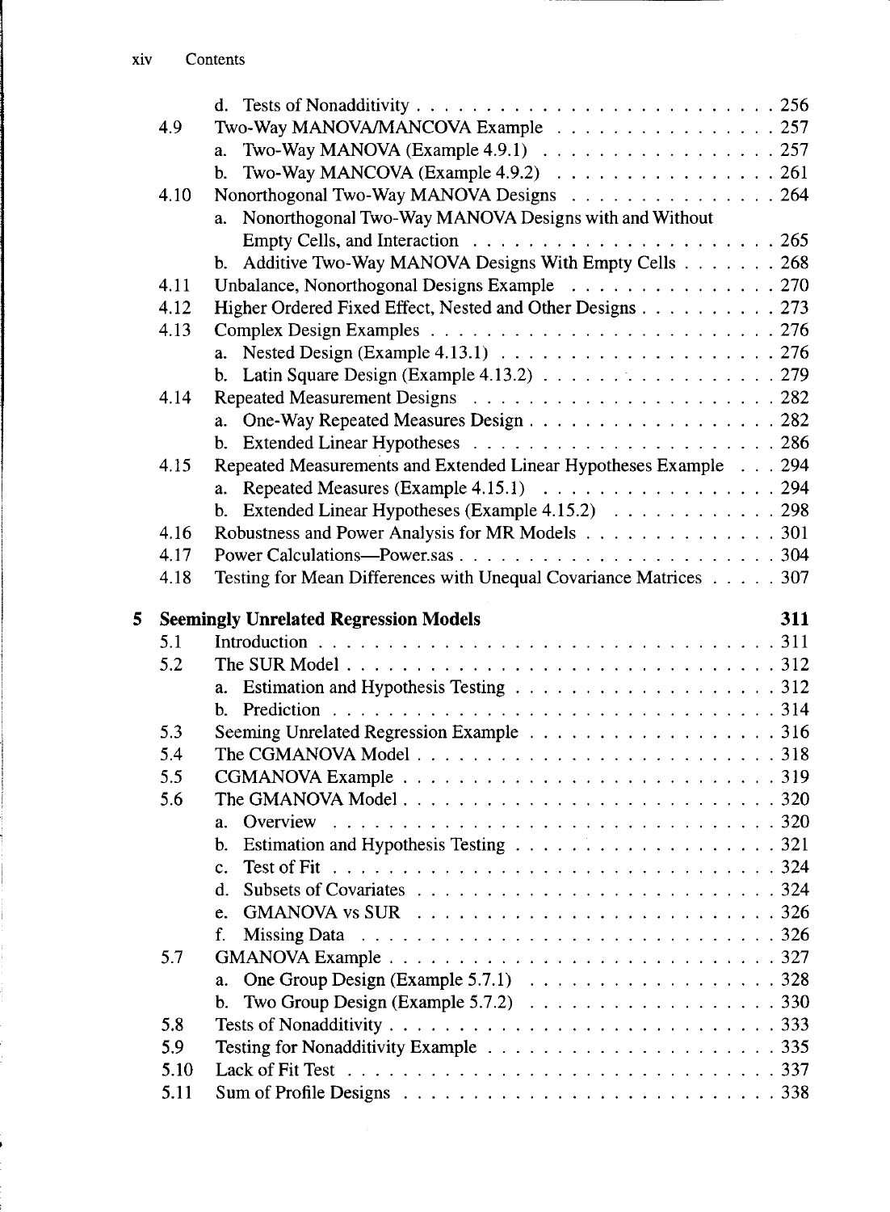- d. Tests of Nonadditivity . . . . . . . . . . . . . . . . . . . . . . . . . . 256
- 4.9 Two-Way MANOVA/MANCOVA Example . . . . . . . . . . . . . . . . 257
  - a. Two-Way MANOVA (Example 4.9.1) . . . . . . . . . . . . . . . . . . 257
  - b. Two-Way MANCOVA (Example 4.9.2) . . . . . . . . . . . . . . . . . 261
- 4.10 Nonorthogonal Two-Way MANOVA Designs . . . . . . . . . . . . . . . 264
  - a. Nonorthogonal Two-Way MANOVA Designs with and Without Empty Cells, and Interaction . . . . . . . . . . . . . . . . . . . . . . 265
  - b. Additive Two-Way MANOVA Designs With Empty Cells . . . . . . . 268
- 4.11 Unbalance, Nonorthogonal Designs Example . . . . . . . . . . . . . . . 270
- 4.12 Higher Ordered Fixed Effect, Nested and Other Designs . . . . . . . . . . 273
- 4.13 Complex Design Examples . . . . . . . . . . . . . . . . . . . . . . . . . 276
  - a. Nested Design (Example 4.13.1) . . . . . . . . . . . . . . . . . . . . 276
  - b. Latin Square Design (Example 4.13.2) . . . . . . . . . . . . . . . . . 279
- 4.14 Repeated Measurement Designs . . . . . . . . . . . . . . . . . . . . . . 282
  - a. One-Way Repeated Measures Design . . . . . . . . . . . . . . . . . . 282
  - b. Extended Linear Hypotheses . . . . . . . . . . . . . . . . . . . . . . 286
- 4.15 Repeated Measurements and Extended Linear Hypotheses Example . . . 294
  - a. Repeated Measures (Example 4.15.1) . . . . . . . . . . . . . . . . . . 294
  - b. Extended Linear Hypotheses (Example 4.15.2) . . . . . . . . . . . . 298
- 4.16 Robustness and Power Analysis for MR Models . . . . . . . . . . . . . . 301
- 4.17 Power Calculations—Power.sas . . . . . . . . . . . . . . . . . . . . . . . 304
- 4.18 Testing for Mean Differences with Unequal Covariance Matrices . . . . . 307

**5 Seemingly Unrelated Regression Models** **311**

- 5.1 Introduction . . . . . . . . . . . . . . . . . . . . . . . . . . . . . . . . . 311
- 5.2 The SUR Model . . . . . . . . . . . . . . . . . . . . . . . . . . . . . . . 312
  - a. Estimation and Hypothesis Testing . . . . . . . . . . . . . . . . . . . 312
  - b. Prediction . . . . . . . . . . . . . . . . . . . . . . . . . . . . . . . . 314
- 5.3 Seeming Unrelated Regression Example . . . . . . . . . . . . . . . . . . 316
- 5.4 The CGMANOVA Model . . . . . . . . . . . . . . . . . . . . . . . . . . 318
- 5.5 CGMANOVA Example . . . . . . . . . . . . . . . . . . . . . . . . . . . 319
- 5.6 The GMANOVA Model . . . . . . . . . . . . . . . . . . . . . . . . . . . 320
  - a. Overview . . . . . . . . . . . . . . . . . . . . . . . . . . . . . . . . . 320
  - b. Estimation and Hypothesis Testing . . . . . . . . . . . . . . . . . . . 321
  - c. Test of Fit . . . . . . . . . . . . . . . . . . . . . . . . . . . . . . . . 324
  - d. Subsets of Covariates . . . . . . . . . . . . . . . . . . . . . . . . . . 324
  - e. GMANOVA vs SUR . . . . . . . . . . . . . . . . . . . . . . . . . . . 326
  - f. Missing Data . . . . . . . . . . . . . . . . . . . . . . . . . . . . . . . 326
- 5.7 GMANOVA Example . . . . . . . . . . . . . . . . . . . . . . . . . . . . 327
  - a. One Group Design (Example 5.7.1) . . . . . . . . . . . . . . . . . . . 328
  - b. Two Group Design (Example 5.7.2) . . . . . . . . . . . . . . . . . . . 330
- 5.8 Tests of Nonadditivity . . . . . . . . . . . . . . . . . . . . . . . . . . . . 333
- 5.9 Testing for Nonadditivity Example . . . . . . . . . . . . . . . . . . . . . 335
- 5.10 Lack of Fit Test . . . . . . . . . . . . . . . . . . . . . . . . . . . . . . . 337
- 5.11 Sum of Profile Designs . . . . . . . . . . . . . . . . . . . . . . . . . . . 338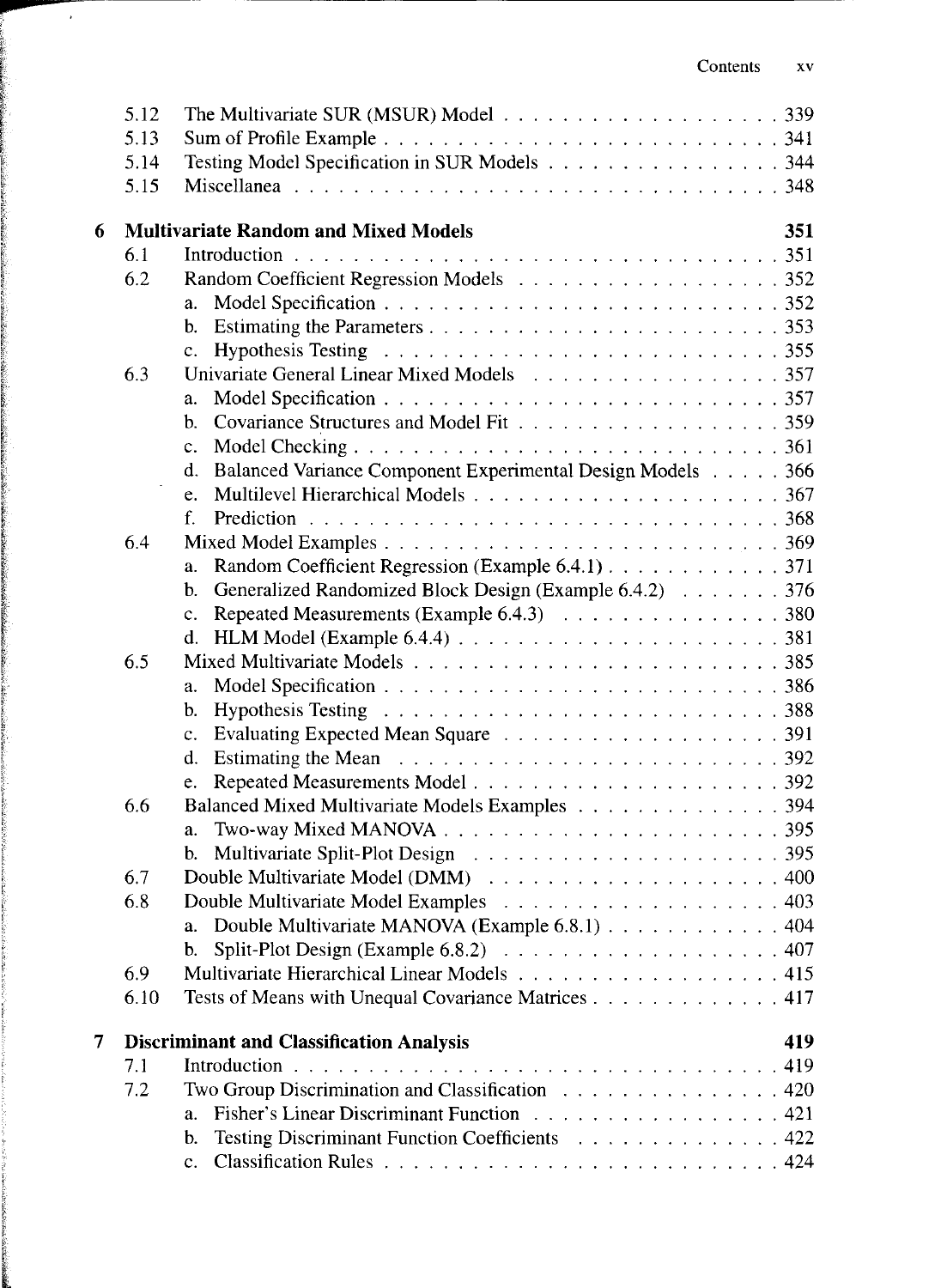| | | |
|---|---|---|
| 5.12 | The Multivariate SUR (MSUR) Model | 339 |
| 5.13 | Sum of Profile Example | 341 |
| 5.14 | Testing Model Specification in SUR Models | 344 |
| 5.15 | Miscellanea | 348 |

**6 Multivariate Random and Mixed Models** **351**

| | | |
|---|---|---|
| 6.1 | Introduction | 351 |
| 6.2 | Random Coefficient Regression Models | 352 |
| | a. Model Specification | 352 |
| | b. Estimating the Parameters | 353 |
| | c. Hypothesis Testing | 355 |
| 6.3 | Univariate General Linear Mixed Models | 357 |
| | a. Model Specification | 357 |
| | b. Covariance Structures and Model Fit | 359 |
| | c. Model Checking | 361 |
| | d. Balanced Variance Component Experimental Design Models | 366 |
| | e. Multilevel Hierarchical Models | 367 |
| | f. Prediction | 368 |
| 6.4 | Mixed Model Examples | 369 |
| | a. Random Coefficient Regression (Example 6.4.1) | 371 |
| | b. Generalized Randomized Block Design (Example 6.4.2) | 376 |
| | c. Repeated Measurements (Example 6.4.3) | 380 |
| | d. HLM Model (Example 6.4.4) | 381 |
| 6.5 | Mixed Multivariate Models | 385 |
| | a. Model Specification | 386 |
| | b. Hypothesis Testing | 388 |
| | c. Evaluating Expected Mean Square | 391 |
| | d. Estimating the Mean | 392 |
| | e. Repeated Measurements Model | 392 |
| 6.6 | Balanced Mixed Multivariate Models Examples | 394 |
| | a. Two-way Mixed MANOVA | 395 |
| | b. Multivariate Split-Plot Design | 395 |
| 6.7 | Double Multivariate Model (DMM) | 400 |
| 6.8 | Double Multivariate Model Examples | 403 |
| | a. Double Multivariate MANOVA (Example 6.8.1) | 404 |
| | b. Split-Plot Design (Example 6.8.2) | 407 |
| 6.9 | Multivariate Hierarchical Linear Models | 415 |
| 6.10 | Tests of Means with Unequal Covariance Matrices | 417 |

**7 Discriminant and Classification Analysis** **419**

| | | |
|---|---|---|
| 7.1 | Introduction | 419 |
| 7.2 | Two Group Discrimination and Classification | 420 |
| | a. Fisher's Linear Discriminant Function | 421 |
| | b. Testing Discriminant Function Coefficients | 422 |
| | c. Classification Rules | 424 |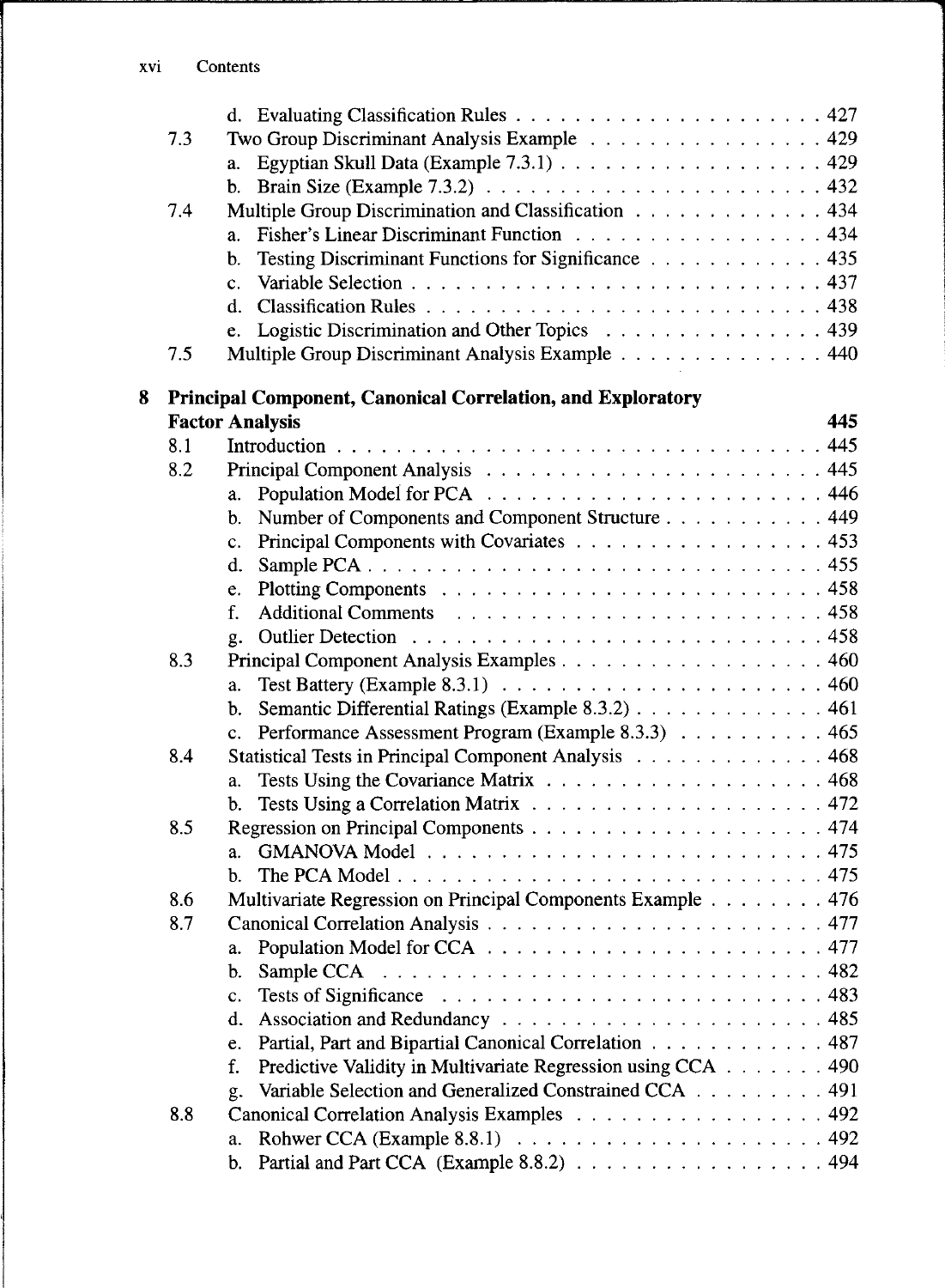d. Evaluating Classification Rules . . . . . . . . . . . . . . . . . . . . . 427

7.3 Two Group Discriminant Analysis Example . . . . . . . . . . . . . . . . 429

a. Egyptian Skull Data (Example 7.3.1) . . . . . . . . . . . . . . . . . . 429

b. Brain Size (Example 7.3.2) . . . . . . . . . . . . . . . . . . . . . . . 432

7.4 Multiple Group Discrimination and Classification . . . . . . . . . . . . . 434

a. Fisher's Linear Discriminant Function . . . . . . . . . . . . . . . . . 434

b. Testing Discriminant Functions for Significance . . . . . . . . . . . . 435

c. Variable Selection . . . . . . . . . . . . . . . . . . . . . . . . . . . 437

d. Classification Rules . . . . . . . . . . . . . . . . . . . . . . . . . . 438

e. Logistic Discrimination and Other Topics . . . . . . . . . . . . . . . 439

7.5 Multiple Group Discriminant Analysis Example . . . . . . . . . . . . . . 440

**8 Principal Component, Canonical Correlation, and Exploratory Factor Analysis** **445**

8.1 Introduction . . . . . . . . . . . . . . . . . . . . . . . . . . . . . . . . 445

8.2 Principal Component Analysis . . . . . . . . . . . . . . . . . . . . . . 445

a. Population Model for PCA . . . . . . . . . . . . . . . . . . . . . . . 446

b. Number of Components and Component Structure . . . . . . . . . . . 449

c. Principal Components with Covariates . . . . . . . . . . . . . . . . . 453

d. Sample PCA . . . . . . . . . . . . . . . . . . . . . . . . . . . . . . . 455

e. Plotting Components . . . . . . . . . . . . . . . . . . . . . . . . . . 458

f. Additional Comments . . . . . . . . . . . . . . . . . . . . . . . . . . 458

g. Outlier Detection . . . . . . . . . . . . . . . . . . . . . . . . . . . . 458

8.3 Principal Component Analysis Examples . . . . . . . . . . . . . . . . . 460

a. Test Battery (Example 8.3.1) . . . . . . . . . . . . . . . . . . . . . . 460

b. Semantic Differential Ratings (Example 8.3.2) . . . . . . . . . . . . . 461

c. Performance Assessment Program (Example 8.3.3) . . . . . . . . . . 465

8.4 Statistical Tests in Principal Component Analysis . . . . . . . . . . . . . 468

a. Tests Using the Covariance Matrix . . . . . . . . . . . . . . . . . . . 468

b. Tests Using a Correlation Matrix . . . . . . . . . . . . . . . . . . . . 472

8.5 Regression on Principal Components . . . . . . . . . . . . . . . . . . . 474

a. GMANOVA Model . . . . . . . . . . . . . . . . . . . . . . . . . . . 475

b. The PCA Model . . . . . . . . . . . . . . . . . . . . . . . . . . . . . 475

8.6 Multivariate Regression on Principal Components Example . . . . . . . . 476

8.7 Canonical Correlation Analysis . . . . . . . . . . . . . . . . . . . . . . 477

a. Population Model for CCA . . . . . . . . . . . . . . . . . . . . . . . 477

b. Sample CCA . . . . . . . . . . . . . . . . . . . . . . . . . . . . . . . 482

c. Tests of Significance . . . . . . . . . . . . . . . . . . . . . . . . . . 483

d. Association and Redundancy . . . . . . . . . . . . . . . . . . . . . . 485

e. Partial, Part and Bipartial Canonical Correlation . . . . . . . . . . . . 487

f. Predictive Validity in Multivariate Regression using CCA . . . . . . . 490

g. Variable Selection and Generalized Constrained CCA . . . . . . . . . 491

8.8 Canonical Correlation Analysis Examples . . . . . . . . . . . . . . . . . 492

a. Rohwer CCA (Example 8.8.1) . . . . . . . . . . . . . . . . . . . . . 492

b. Partial and Part CCA (Example 8.8.2) . . . . . . . . . . . . . . . . . 494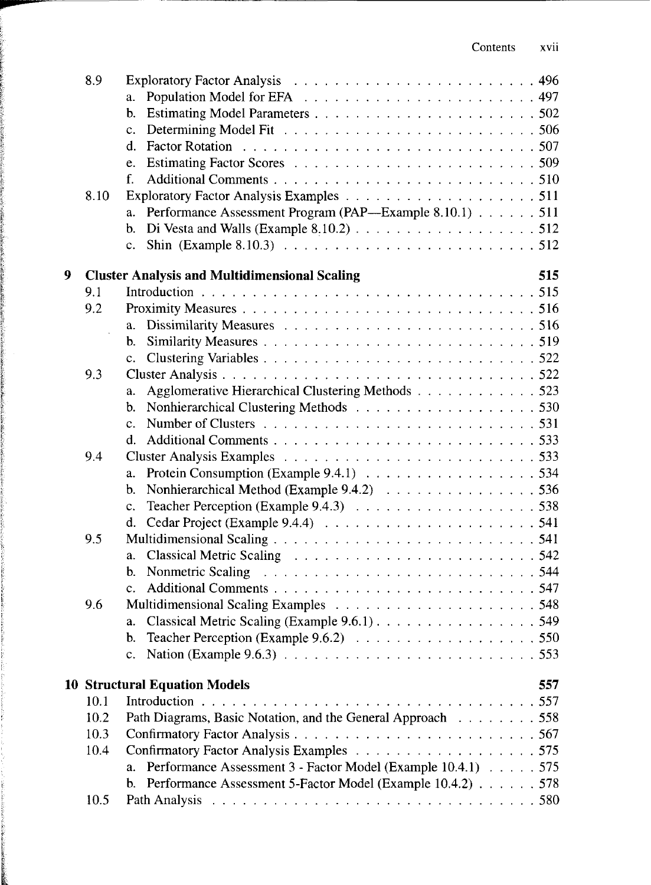| | | |
|---|---|---|
| 8.9 | Exploratory Factor Analysis | 496 |
| | a. Population Model for EFA | 497 |
| | b. Estimating Model Parameters | 502 |
| | c. Determining Model Fit | 506 |
| | d. Factor Rotation | 507 |
| | e. Estimating Factor Scores | 509 |
| | f. Additional Comments | 510 |
| 8.10 | Exploratory Factor Analysis Examples | 511 |
| | a. Performance Assessment Program (PAP—Example 8.10.1) | 511 |
| | b. Di Vesta and Walls (Example 8.10.2) | 512 |
| | c. Shin (Example 8.10.3) | 512 |

**9 Cluster Analysis and Multidimensional Scaling** **515**

| | | |
|---|---|---|
| 9.1 | Introduction | 515 |
| 9.2 | Proximity Measures | 516 |
| | a. Dissimilarity Measures | 516 |
| | b. Similarity Measures | 519 |
| | c. Clustering Variables | 522 |
| 9.3 | Cluster Analysis | 522 |
| | a. Agglomerative Hierarchical Clustering Methods | 523 |
| | b. Nonhierarchical Clustering Methods | 530 |
| | c. Number of Clusters | 531 |
| | d. Additional Comments | 533 |
| 9.4 | Cluster Analysis Examples | 533 |
| | a. Protein Consumption (Example 9.4.1) | 534 |
| | b. Nonhierarchical Method (Example 9.4.2) | 536 |
| | c. Teacher Perception (Example 9.4.3) | 538 |
| | d. Cedar Project (Example 9.4.4) | 541 |
| 9.5 | Multidimensional Scaling | 541 |
| | a. Classical Metric Scaling | 542 |
| | b. Nonmetric Scaling | 544 |
| | c. Additional Comments | 547 |
| 9.6 | Multidimensional Scaling Examples | 548 |
| | a. Classical Metric Scaling (Example 9.6.1) | 549 |
| | b. Teacher Perception (Example 9.6.2) | 550 |
| | c. Nation (Example 9.6.3) | 553 |

**10 Structural Equation Models** **557**

| | | |
|---|---|---|
| 10.1 | Introduction | 557 |
| 10.2 | Path Diagrams, Basic Notation, and the General Approach | 558 |
| 10.3 | Confirmatory Factor Analysis | 567 |
| 10.4 | Confirmatory Factor Analysis Examples | 575 |
| | a. Performance Assessment 3 - Factor Model (Example 10.4.1) | 575 |
| | b. Performance Assessment 5-Factor Model (Example 10.4.2) | 578 |
| 10.5 | Path Analysis | 580 |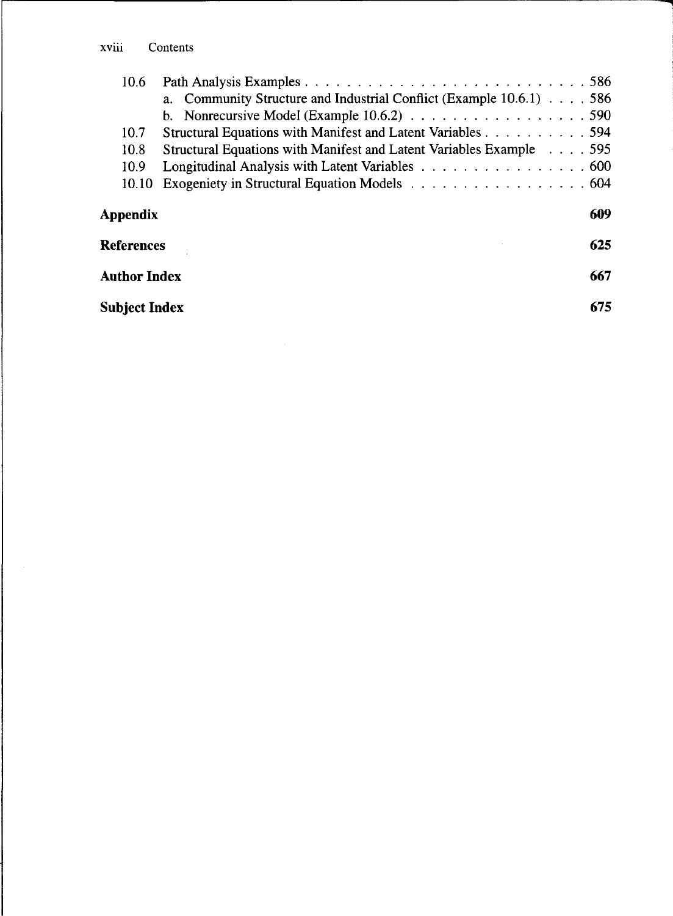| | | |
|---|---|---|
| 10.6 | Path Analysis Examples | 586 |
| | a. Community Structure and Industrial Conflict (Example 10.6.1) | 586 |
| | b. Nonrecursive Model (Example 10.6.2) | 590 |
| 10.7 | Structural Equations with Manifest and Latent Variables | 594 |
| 10.8 | Structural Equations with Manifest and Latent Variables Example | 595 |
| 10.9 | Longitudinal Analysis with Latent Variables | 600 |
| 10.10 | Exogeniety in Structural Equation Models | 604 |

**Appendix** 609

**References** 625

**Author Index** 667

**Subject Index** 675